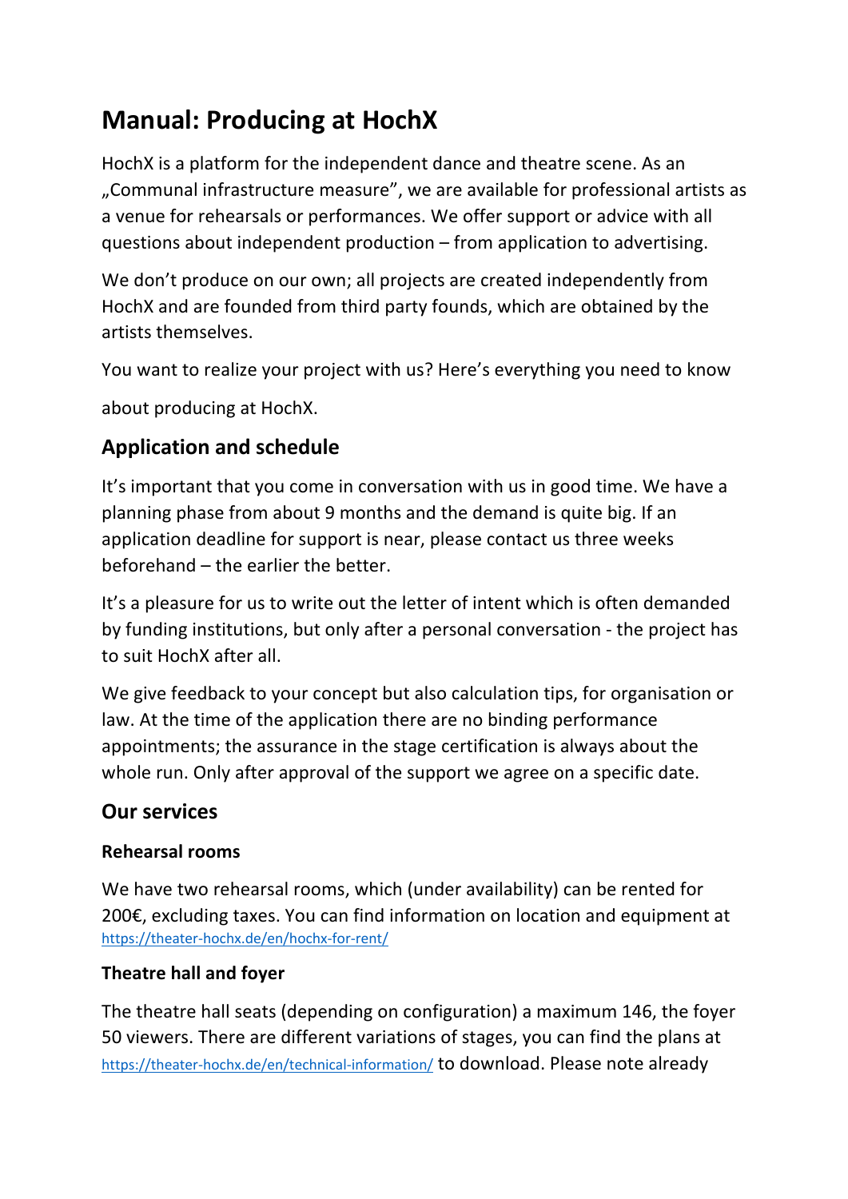# Manual: Producing at HochX

HochX is a platform for the independent dance and theatre scene. As an „Communal infrastructure measure", we are available for professional artists as a venue for rehearsals or performances. We offer support or advice with all questions about independent production – from application to advertising.

We don't produce on our own; all projects are created independently from HochX and are founded from third party founds, which are obtained by the artists themselves.

You want to realize your project with us? Here's everything you need to know

about producing at HochX.

## Application and schedule

It's important that you come in conversation with us in good time. We have a planning phase from about 9 months and the demand is quite big. If an application deadline for support is near, please contact us three weeks beforehand – the earlier the better.

It's a pleasure for us to write out the letter of intent which is often demanded by funding institutions, but only after a personal conversation - the project has to suit HochX after all.

We give feedback to your concept but also calculation tips, for organisation or law. At the time of the application there are no binding performance appointments; the assurance in the stage certification is always about the whole run. Only after approval of the support we agree on a specific date.

## Our services

### Rehearsal rooms

We have two rehearsal rooms, which (under availability) can be rented for 200€, excluding taxes. You can find information on location and equipment at https://theater-hochx.de/en/hochx-for-rent/

### Theatre hall and foyer

The theatre hall seats (depending on configuration) a maximum 146, the foyer 50 viewers. There are different variations of stages, you can find the plans at https://theater-hochx.de/en/technical-information/ to download. Please note already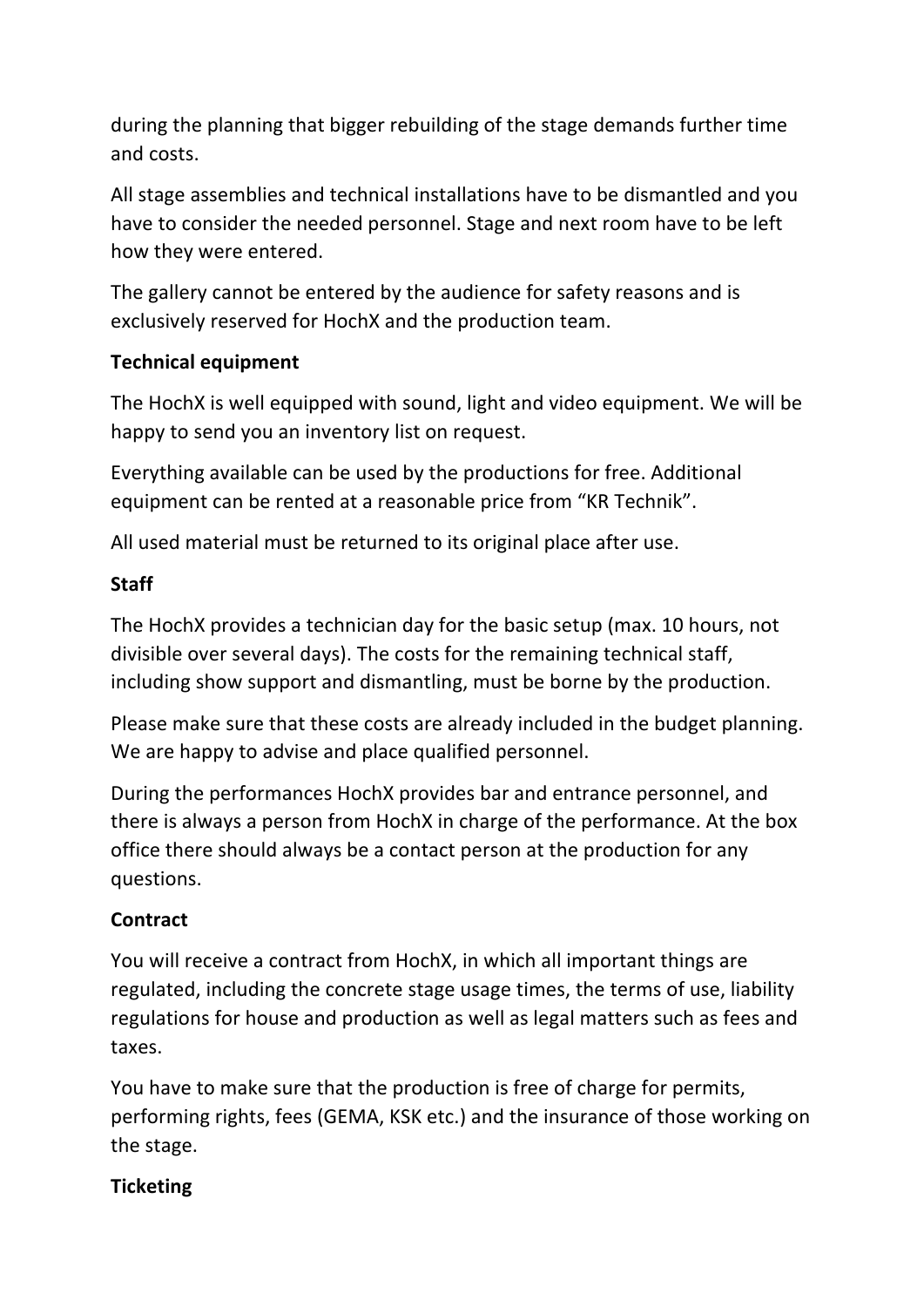during the planning that bigger rebuilding of the stage demands further time and costs.

All stage assemblies and technical installations have to be dismantled and you have to consider the needed personnel. Stage and next room have to be left how they were entered.

The gallery cannot be entered by the audience for safety reasons and is exclusively reserved for HochX and the production team.

**Technical equipment**

The HochX is well equipped with sound, light and video equipment. We will be happy to send you an inventory list on request.

Everything available can be used by the productions for free. Additional equipment can be rented at a reasonable price from “KR Technik”.

All used material must be returned to its original place after use.

**Staff**

The HochX provides a technician day for the basic setup (max. 10 hours, not divisible over several days). The costs for the remaining technical staff, including show support and dismantling, must be borne by the production.

Please make sure that these costs are already included in the budget planning. We are happy to advise and place qualified personnel.

During the performances HochX provides bar and entrance personnel, and there is always a person from HochX in charge of the performance. At the box office there should always be a contact person at the production for any questions.

**Contract**

You will receive a contract from HochX, in which all important things are regulated, including the concrete stage usage times, the terms of use, liability regulations for house and production as well as legal matters such as fees and taxes.

You have to make sure that the production is free of charge for permits, performing rights, fees (GEMA, KSK etc.) and the insurance of those working on the stage.

**Ticketing**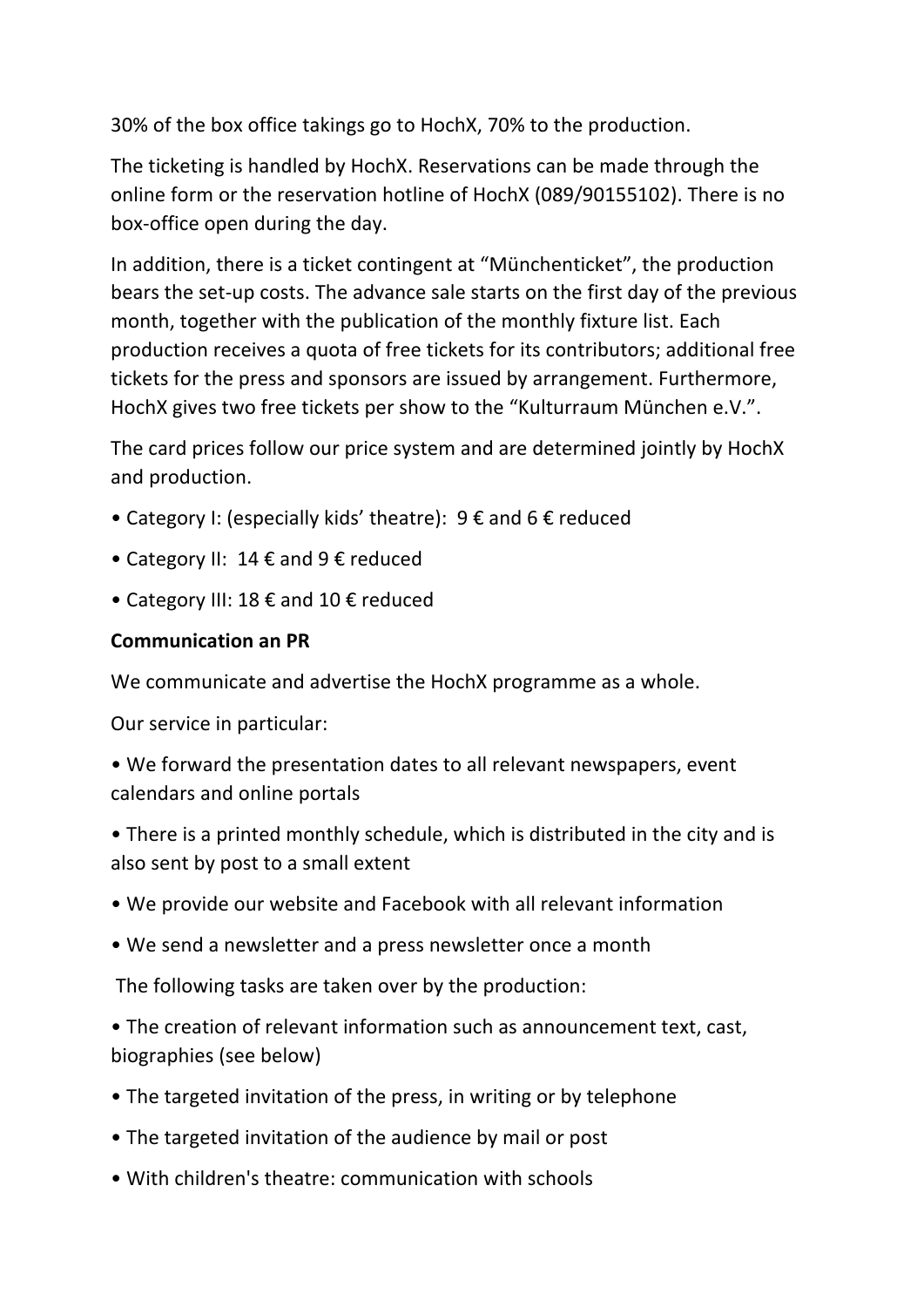30% of the box office takings go to HochX, 70% to the production.

The ticketing is handled by HochX. Reservations can be made through the online form or the reservation hotline of HochX (089/90155102). There is no box-office open during the day.

In addition, there is a ticket contingent at “Münchenticket”, the production bears the set-up costs. The advance sale starts on the first day of the previous month, together with the publication of the monthly fixture list. Each production receives a quota of free tickets for its contributors; additional free tickets for the press and sponsors are issued by arrangement. Furthermore, HochX gives two free tickets per show to the “Kulturraum München e.V.”.

The card prices follow our price system and are determined jointly by HochX and production.

- Category I: (especially kids’ theatre): 9 € and 6 € reduced
- Category II: 14 € and 9 € reduced
- Category III: 18 € and 10 € reduced

**Communication an PR**

We communicate and advertise the HochX programme as a whole.

Our service in particular:

- We forward the presentation dates to all relevant newspapers, event calendars and online portals
- There is a printed monthly schedule, which is distributed in the city and is also sent by post to a small extent
- We provide our website and Facebook with all relevant information
- We send a newsletter and a press newsletter once a month

The following tasks are taken over by the production:

- The creation of relevant information such as announcement text, cast, biographies (see below)
- The targeted invitation of the press, in writing or by telephone
- The targeted invitation of the audience by mail or post
- With children's theatre: communication with schools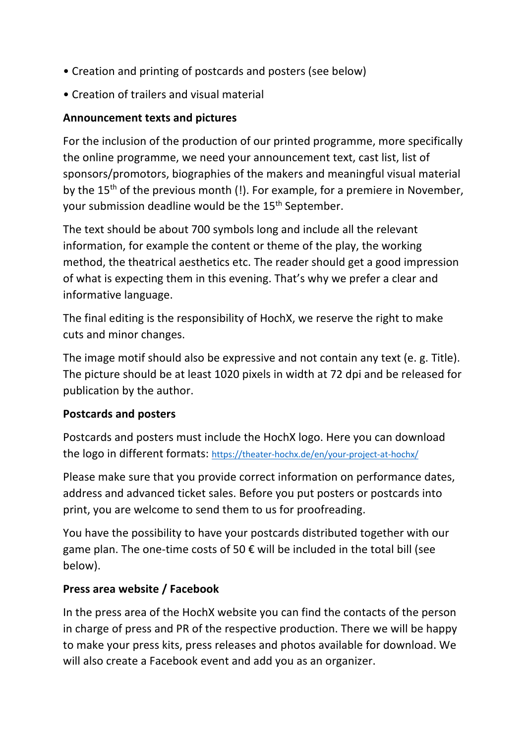- Creation and printing of postcards and posters (see below)
- Creation of trailers and visual material

**Announcement texts and pictures**

For the inclusion of the production of our printed programme, more specifically the online programme, we need your announcement text, cast list, list of sponsors/promotors, biographies of the makers and meaningful visual material by the 15th of the previous month (!). For example, for a premiere in November, your submission deadline would be the 15th September.

The text should be about 700 symbols long and include all the relevant information, for example the content or theme of the play, the working method, the theatrical aesthetics etc. The reader should get a good impression of what is expecting them in this evening. That's why we prefer a clear and informative language.

The final editing is the responsibility of HochX, we reserve the right to make cuts and minor changes.

The image motif should also be expressive and not contain any text (e. g. Title). The picture should be at least 1020 pixels in width at 72 dpi and be released for publication by the author.

**Postcards and posters**

Postcards and posters must include the HochX logo. Here you can download the logo in different formats: https://theater-hochx.de/en/your-project-at-hochx/

Please make sure that you provide correct information on performance dates, address and advanced ticket sales. Before you put posters or postcards into print, you are welcome to send them to us for proofreading.

You have the possibility to have your postcards distributed together with our game plan. The one-time costs of 50 € will be included in the total bill (see below).

**Press area website / Facebook**

In the press area of the HochX website you can find the contacts of the person in charge of press and PR of the respective production. There we will be happy to make your press kits, press releases and photos available for download. We will also create a Facebook event and add you as an organizer.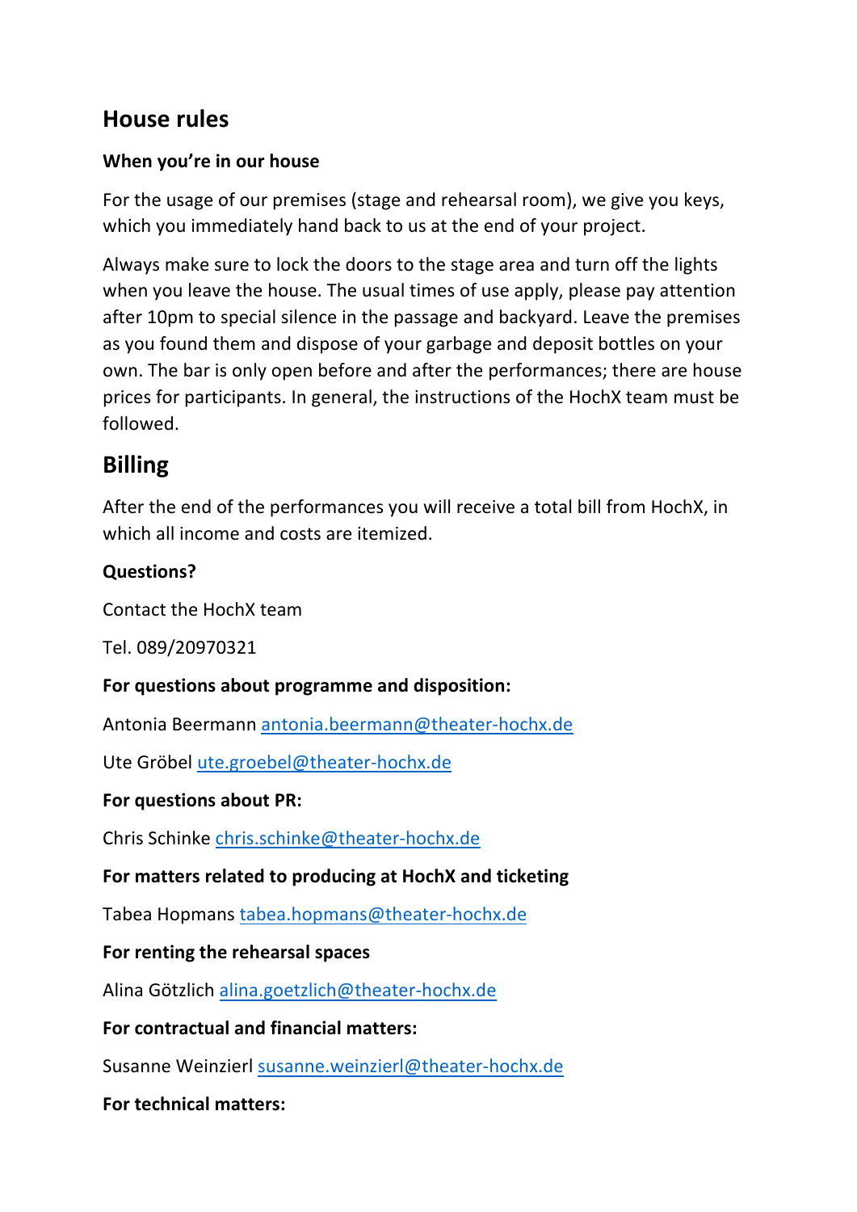## House rules

### When you're in our house

For the usage of our premises (stage and rehearsal room), we give you keys, which you immediately hand back to us at the end of your project.

Always make sure to lock the doors to the stage area and turn off the lights when you leave the house. The usual times of use apply, please pay attention after 10pm to special silence in the passage and backyard. Leave the premises as you found them and dispose of your garbage and deposit bottles on your own. The bar is only open before and after the performances; there are house prices for participants. In general, the instructions of the HochX team must be followed.

## Billing

After the end of the performances you will receive a total bill from HochX, in which all income and costs are itemized.

**Questions?**

Contact the HochX team

Tel. 089/20970321

**For questions about programme and disposition:**

Antonia Beermann antonia.beermann@theater-hochx.de

Ute Gröbel ute.groebel@theater-hochx.de

**For questions about PR:**

Chris Schinke chris.schinke@theater-hochx.de

**For matters related to producing at HochX and ticketing**

Tabea Hopmans tabea.hopmans@theater-hochx.de

**For renting the rehearsal spaces**

Alina Götzlich alina.goetzlich@theater-hochx.de

**For contractual and financial matters:**

Susanne Weinzierl susanne.weinzierl@theater-hochx.de

**For technical matters:**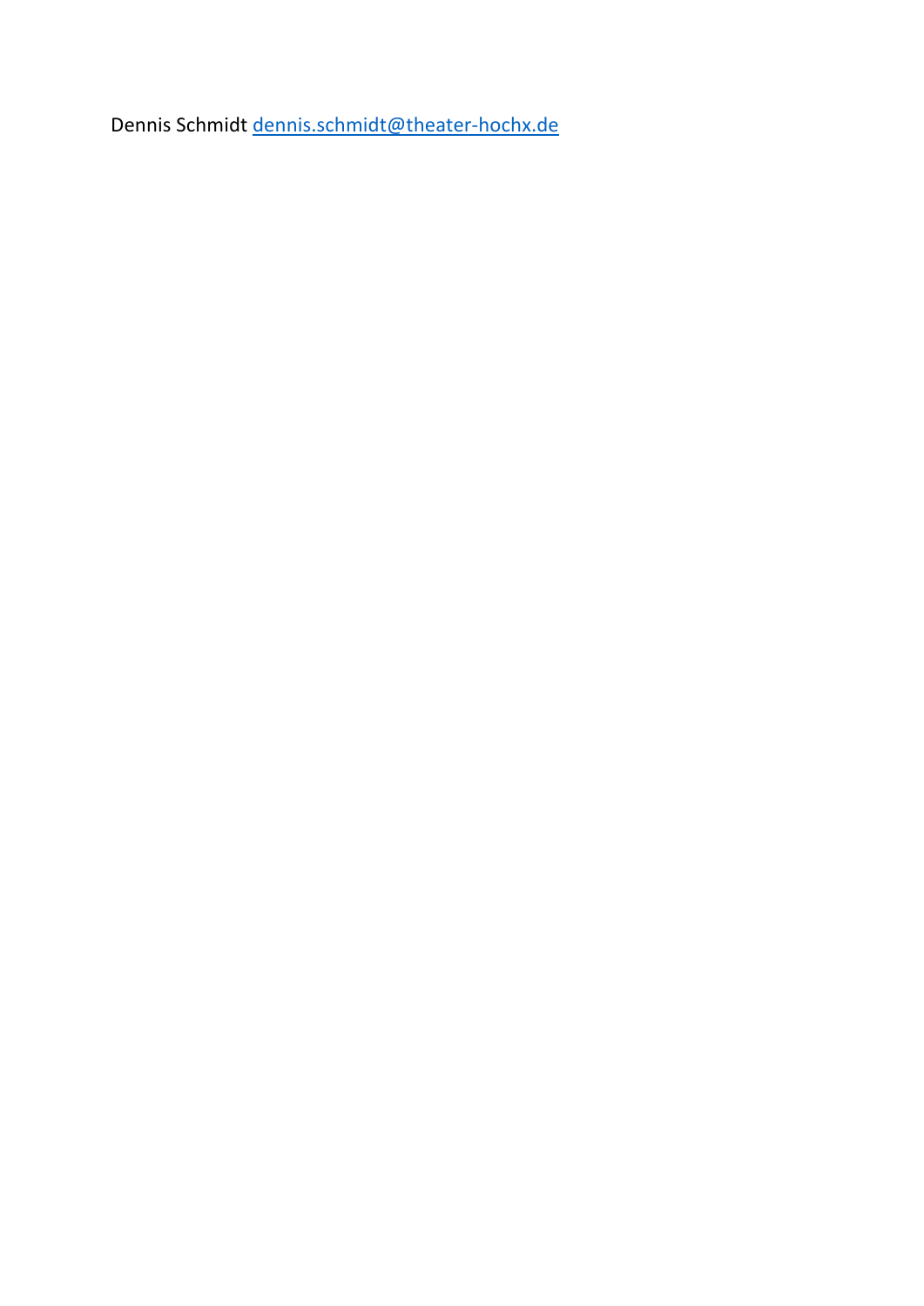Dennis Schmidt [dennis.schmidt@theater-hochx.de](mailto:dennis.schmidt@theater-hochx.de)